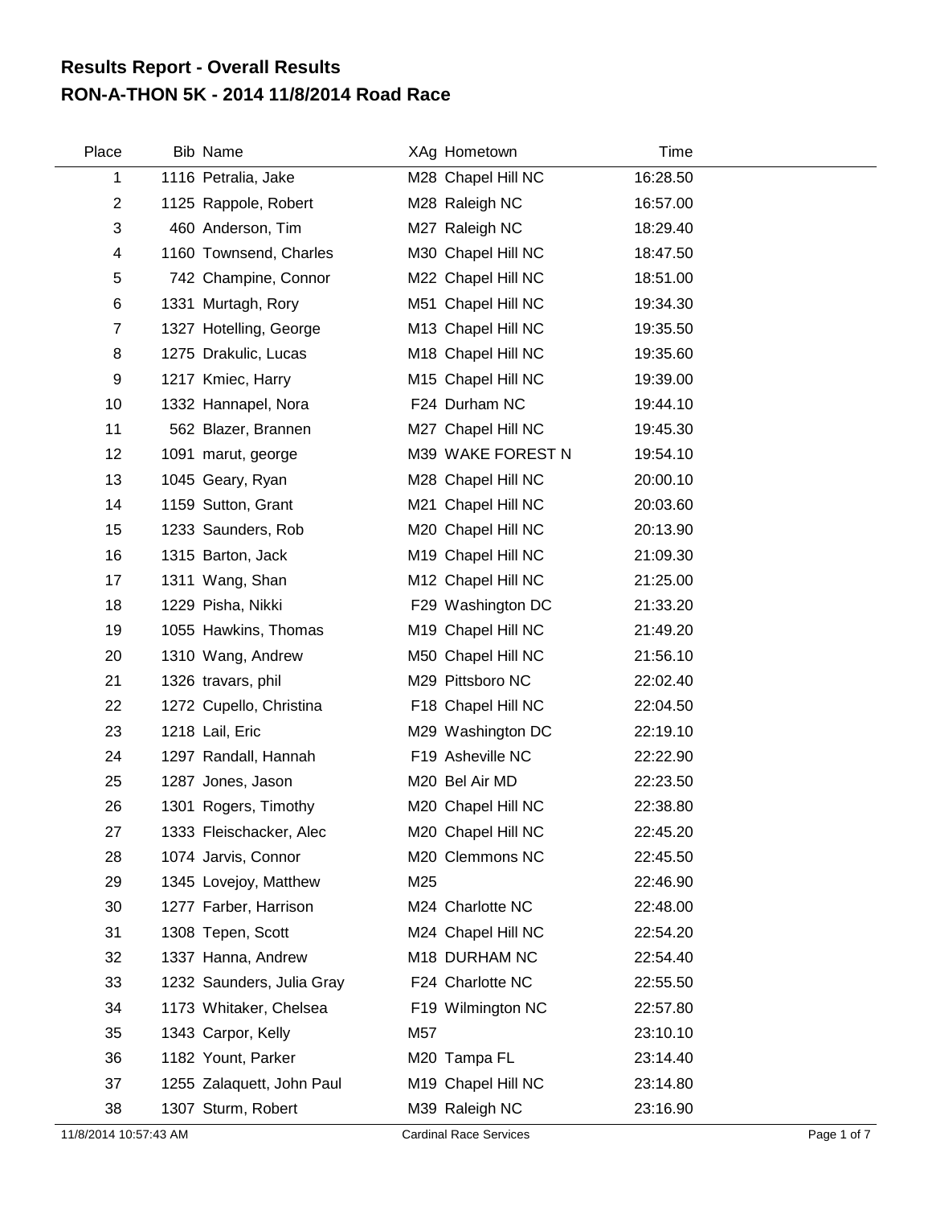# Results Report - Overall Results
# RON-A-THON 5K - 2014 11/8/2014 Road Race

| Place | Bib | Name | XAg | Hometown | Time |
|---|---|---|---|---|---|
| 1 | 1116 | Petralia, Jake | M28 | Chapel Hill NC | 16:28.50 |
| 2 | 1125 | Rappole, Robert | M28 | Raleigh NC | 16:57.00 |
| 3 | 460 | Anderson, Tim | M27 | Raleigh NC | 18:29.40 |
| 4 | 1160 | Townsend, Charles | M30 | Chapel Hill NC | 18:47.50 |
| 5 | 742 | Champine, Connor | M22 | Chapel Hill NC | 18:51.00 |
| 6 | 1331 | Murtagh, Rory | M51 | Chapel Hill NC | 19:34.30 |
| 7 | 1327 | Hotelling, George | M13 | Chapel Hill NC | 19:35.50 |
| 8 | 1275 | Drakulic, Lucas | M18 | Chapel Hill NC | 19:35.60 |
| 9 | 1217 | Kmiec, Harry | M15 | Chapel Hill NC | 19:39.00 |
| 10 | 1332 | Hannapel, Nora | F24 | Durham NC | 19:44.10 |
| 11 | 562 | Blazer, Brannen | M27 | Chapel Hill NC | 19:45.30 |
| 12 | 1091 | marut, george | M39 | WAKE FOREST N | 19:54.10 |
| 13 | 1045 | Geary, Ryan | M28 | Chapel Hill NC | 20:00.10 |
| 14 | 1159 | Sutton, Grant | M21 | Chapel Hill NC | 20:03.60 |
| 15 | 1233 | Saunders, Rob | M20 | Chapel Hill NC | 20:13.90 |
| 16 | 1315 | Barton, Jack | M19 | Chapel Hill NC | 21:09.30 |
| 17 | 1311 | Wang, Shan | M12 | Chapel Hill NC | 21:25.00 |
| 18 | 1229 | Pisha, Nikki | F29 | Washington DC | 21:33.20 |
| 19 | 1055 | Hawkins, Thomas | M19 | Chapel Hill NC | 21:49.20 |
| 20 | 1310 | Wang, Andrew | M50 | Chapel Hill NC | 21:56.10 |
| 21 | 1326 | travars, phil | M29 | Pittsboro NC | 22:02.40 |
| 22 | 1272 | Cupello, Christina | F18 | Chapel Hill NC | 22:04.50 |
| 23 | 1218 | Lail, Eric | M29 | Washington DC | 22:19.10 |
| 24 | 1297 | Randall, Hannah | F19 | Asheville NC | 22:22.90 |
| 25 | 1287 | Jones, Jason | M20 | Bel Air MD | 22:23.50 |
| 26 | 1301 | Rogers, Timothy | M20 | Chapel Hill NC | 22:38.80 |
| 27 | 1333 | Fleischacker, Alec | M20 | Chapel Hill NC | 22:45.20 |
| 28 | 1074 | Jarvis, Connor | M20 | Clemmons NC | 22:45.50 |
| 29 | 1345 | Lovejoy, Matthew | M25 | | 22:46.90 |
| 30 | 1277 | Farber, Harrison | M24 | Charlotte NC | 22:48.00 |
| 31 | 1308 | Tepen, Scott | M24 | Chapel Hill NC | 22:54.20 |
| 32 | 1337 | Hanna, Andrew | M18 | DURHAM NC | 22:54.40 |
| 33 | 1232 | Saunders, Julia Gray | F24 | Charlotte NC | 22:55.50 |
| 34 | 1173 | Whitaker, Chelsea | F19 | Wilmington NC | 22:57.80 |
| 35 | 1343 | Carpor, Kelly | M57 | | 23:10.10 |
| 36 | 1182 | Yount, Parker | M20 | Tampa FL | 23:14.40 |
| 37 | 1255 | Zalaquett, John Paul | M19 | Chapel Hill NC | 23:14.80 |
| 38 | 1307 | Sturm, Robert | M39 | Raleigh NC | 23:16.90 |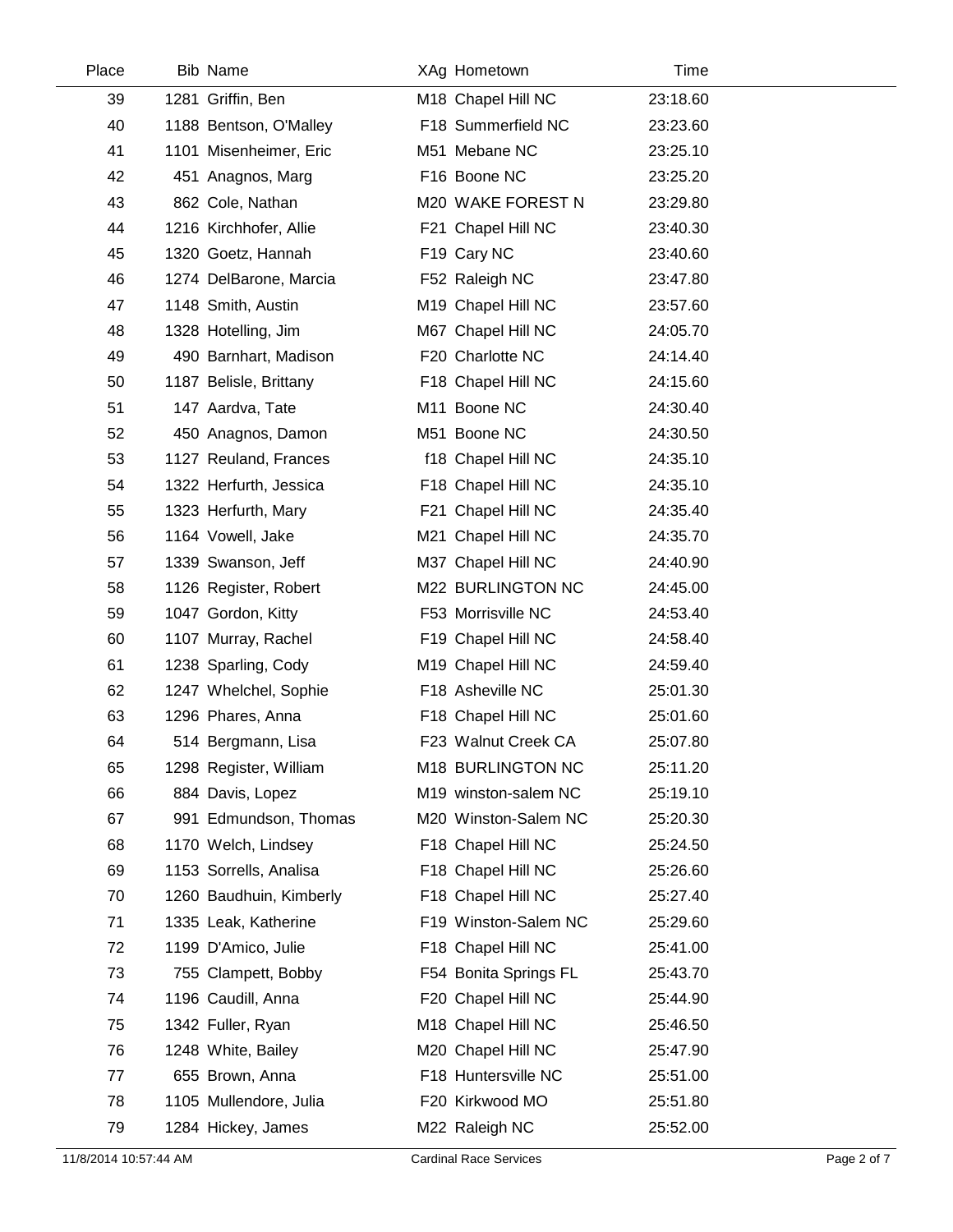| Place | Bib | Name | XAg | Hometown | Time |
|---|---|---|---|---|---|
| 39 | 1281 | Griffin, Ben | M18 | Chapel Hill NC | 23:18.60 |
| 40 | 1188 | Bentson, O'Malley | F18 | Summerfield NC | 23:23.60 |
| 41 | 1101 | Misenheimer, Eric | M51 | Mebane NC | 23:25.10 |
| 42 | 451 | Anagnos, Marg | F16 | Boone NC | 23:25.20 |
| 43 | 862 | Cole, Nathan | M20 | WAKE FOREST N | 23:29.80 |
| 44 | 1216 | Kirchhofer, Allie | F21 | Chapel Hill NC | 23:40.30 |
| 45 | 1320 | Goetz, Hannah | F19 | Cary NC | 23:40.60 |
| 46 | 1274 | DelBarone, Marcia | F52 | Raleigh NC | 23:47.80 |
| 47 | 1148 | Smith, Austin | M19 | Chapel Hill NC | 23:57.60 |
| 48 | 1328 | Hotelling, Jim | M67 | Chapel Hill NC | 24:05.70 |
| 49 | 490 | Barnhart, Madison | F20 | Charlotte NC | 24:14.40 |
| 50 | 1187 | Belisle, Brittany | F18 | Chapel Hill NC | 24:15.60 |
| 51 | 147 | Aardva, Tate | M11 | Boone NC | 24:30.40 |
| 52 | 450 | Anagnos, Damon | M51 | Boone NC | 24:30.50 |
| 53 | 1127 | Reuland, Frances | f18 | Chapel Hill NC | 24:35.10 |
| 54 | 1322 | Herfurth, Jessica | F18 | Chapel Hill NC | 24:35.10 |
| 55 | 1323 | Herfurth, Mary | F21 | Chapel Hill NC | 24:35.40 |
| 56 | 1164 | Vowell, Jake | M21 | Chapel Hill NC | 24:35.70 |
| 57 | 1339 | Swanson, Jeff | M37 | Chapel Hill NC | 24:40.90 |
| 58 | 1126 | Register, Robert | M22 | BURLINGTON NC | 24:45.00 |
| 59 | 1047 | Gordon, Kitty | F53 | Morrisville NC | 24:53.40 |
| 60 | 1107 | Murray, Rachel | F19 | Chapel Hill NC | 24:58.40 |
| 61 | 1238 | Sparling, Cody | M19 | Chapel Hill NC | 24:59.40 |
| 62 | 1247 | Whelchel, Sophie | F18 | Asheville NC | 25:01.30 |
| 63 | 1296 | Phares, Anna | F18 | Chapel Hill NC | 25:01.60 |
| 64 | 514 | Bergmann, Lisa | F23 | Walnut Creek CA | 25:07.80 |
| 65 | 1298 | Register, William | M18 | BURLINGTON NC | 25:11.20 |
| 66 | 884 | Davis, Lopez | M19 | winston-salem NC | 25:19.10 |
| 67 | 991 | Edmundson, Thomas | M20 | Winston-Salem NC | 25:20.30 |
| 68 | 1170 | Welch, Lindsey | F18 | Chapel Hill NC | 25:24.50 |
| 69 | 1153 | Sorrells, Analisa | F18 | Chapel Hill NC | 25:26.60 |
| 70 | 1260 | Baudhuin, Kimberly | F18 | Chapel Hill NC | 25:27.40 |
| 71 | 1335 | Leak, Katherine | F19 | Winston-Salem NC | 25:29.60 |
| 72 | 1199 | D'Amico, Julie | F18 | Chapel Hill NC | 25:41.00 |
| 73 | 755 | Clampett, Bobby | F54 | Bonita Springs FL | 25:43.70 |
| 74 | 1196 | Caudill, Anna | F20 | Chapel Hill NC | 25:44.90 |
| 75 | 1342 | Fuller, Ryan | M18 | Chapel Hill NC | 25:46.50 |
| 76 | 1248 | White, Bailey | M20 | Chapel Hill NC | 25:47.90 |
| 77 | 655 | Brown, Anna | F18 | Huntersville NC | 25:51.00 |
| 78 | 1105 | Mullendore, Julia | F20 | Kirkwood MO | 25:51.80 |
| 79 | 1284 | Hickey, James | M22 | Raleigh NC | 25:52.00 |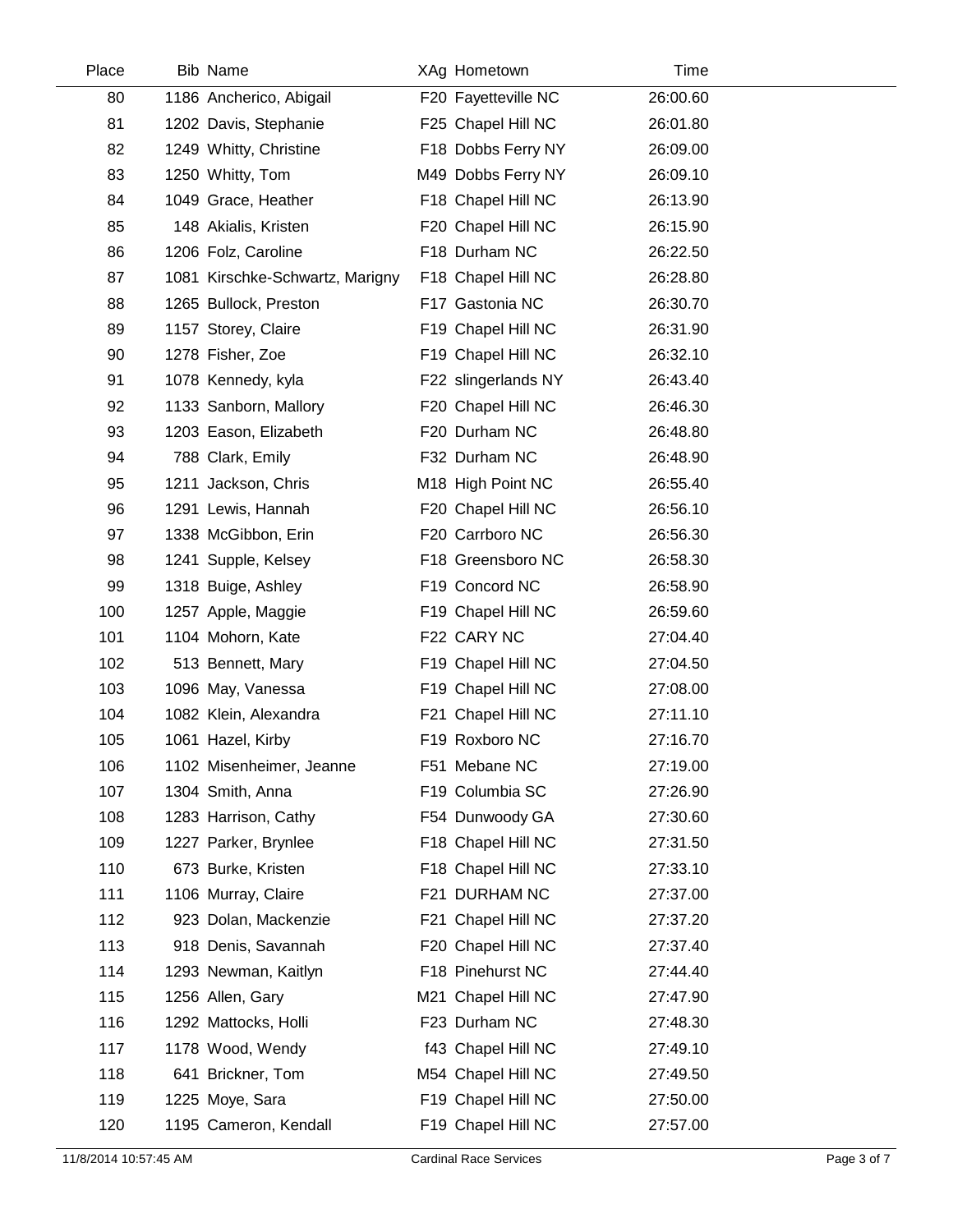| Place | Bib | Name | XAg | Hometown | Time |
|---|---|---|---|---|---|
| 80 | 1186 | Ancherico, Abigail | F20 | Fayetteville NC | 26:00.60 |
| 81 | 1202 | Davis, Stephanie | F25 | Chapel Hill NC | 26:01.80 |
| 82 | 1249 | Whitty, Christine | F18 | Dobbs Ferry NY | 26:09.00 |
| 83 | 1250 | Whitty, Tom | M49 | Dobbs Ferry NY | 26:09.10 |
| 84 | 1049 | Grace, Heather | F18 | Chapel Hill NC | 26:13.90 |
| 85 | 148 | Akialis, Kristen | F20 | Chapel Hill NC | 26:15.90 |
| 86 | 1206 | Folz, Caroline | F18 | Durham NC | 26:22.50 |
| 87 | 1081 | Kirschke-Schwartz, Marigny | F18 | Chapel Hill NC | 26:28.80 |
| 88 | 1265 | Bullock, Preston | F17 | Gastonia NC | 26:30.70 |
| 89 | 1157 | Storey, Claire | F19 | Chapel Hill NC | 26:31.90 |
| 90 | 1278 | Fisher, Zoe | F19 | Chapel Hill NC | 26:32.10 |
| 91 | 1078 | Kennedy, kyla | F22 | slingerlands NY | 26:43.40 |
| 92 | 1133 | Sanborn, Mallory | F20 | Chapel Hill NC | 26:46.30 |
| 93 | 1203 | Eason, Elizabeth | F20 | Durham NC | 26:48.80 |
| 94 | 788 | Clark, Emily | F32 | Durham NC | 26:48.90 |
| 95 | 1211 | Jackson, Chris | M18 | High Point NC | 26:55.40 |
| 96 | 1291 | Lewis, Hannah | F20 | Chapel Hill NC | 26:56.10 |
| 97 | 1338 | McGibbon, Erin | F20 | Carrboro NC | 26:56.30 |
| 98 | 1241 | Supple, Kelsey | F18 | Greensboro NC | 26:58.30 |
| 99 | 1318 | Buige, Ashley | F19 | Concord NC | 26:58.90 |
| 100 | 1257 | Apple, Maggie | F19 | Chapel Hill NC | 26:59.60 |
| 101 | 1104 | Mohorn, Kate | F22 | CARY NC | 27:04.40 |
| 102 | 513 | Bennett, Mary | F19 | Chapel Hill NC | 27:04.50 |
| 103 | 1096 | May, Vanessa | F19 | Chapel Hill NC | 27:08.00 |
| 104 | 1082 | Klein, Alexandra | F21 | Chapel Hill NC | 27:11.10 |
| 105 | 1061 | Hazel, Kirby | F19 | Roxboro NC | 27:16.70 |
| 106 | 1102 | Misenheimer, Jeanne | F51 | Mebane NC | 27:19.00 |
| 107 | 1304 | Smith, Anna | F19 | Columbia SC | 27:26.90 |
| 108 | 1283 | Harrison, Cathy | F54 | Dunwoody GA | 27:30.60 |
| 109 | 1227 | Parker, Brynlee | F18 | Chapel Hill NC | 27:31.50 |
| 110 | 673 | Burke, Kristen | F18 | Chapel Hill NC | 27:33.10 |
| 111 | 1106 | Murray, Claire | F21 | DURHAM NC | 27:37.00 |
| 112 | 923 | Dolan, Mackenzie | F21 | Chapel Hill NC | 27:37.20 |
| 113 | 918 | Denis, Savannah | F20 | Chapel Hill NC | 27:37.40 |
| 114 | 1293 | Newman, Kaitlyn | F18 | Pinehurst NC | 27:44.40 |
| 115 | 1256 | Allen, Gary | M21 | Chapel Hill NC | 27:47.90 |
| 116 | 1292 | Mattocks, Holli | F23 | Durham NC | 27:48.30 |
| 117 | 1178 | Wood, Wendy | f43 | Chapel Hill NC | 27:49.10 |
| 118 | 641 | Brickner, Tom | M54 | Chapel Hill NC | 27:49.50 |
| 119 | 1225 | Moye, Sara | F19 | Chapel Hill NC | 27:50.00 |
| 120 | 1195 | Cameron, Kendall | F19 | Chapel Hill NC | 27:57.00 |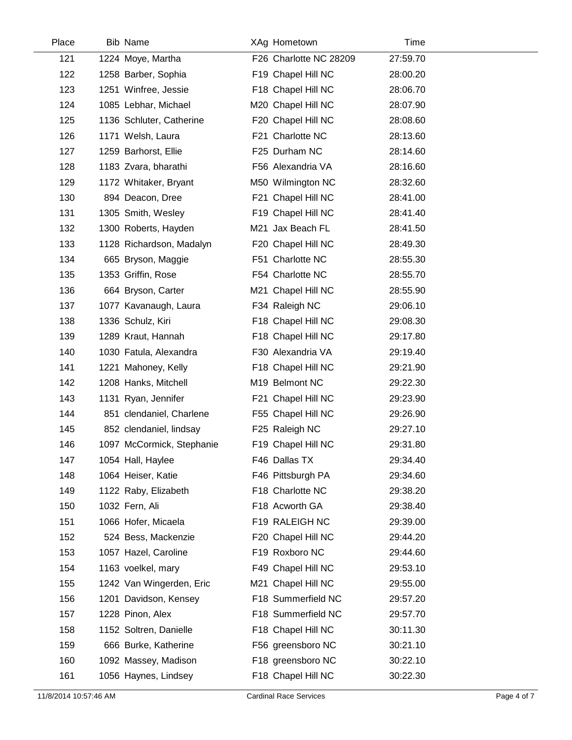| Place | Bib | Name | XAg | Hometown | Time |
| --- | --- | --- | --- | --- | --- |
| 121 | 1224 | Moye, Martha | F26 | Charlotte NC 28209 | 27:59.70 |
| 122 | 1258 | Barber, Sophia | F19 | Chapel Hill NC | 28:00.20 |
| 123 | 1251 | Winfree, Jessie | F18 | Chapel Hill NC | 28:06.70 |
| 124 | 1085 | Lebhar, Michael | M20 | Chapel Hill NC | 28:07.90 |
| 125 | 1136 | Schluter, Catherine | F20 | Chapel Hill NC | 28:08.60 |
| 126 | 1171 | Welsh, Laura | F21 | Charlotte NC | 28:13.60 |
| 127 | 1259 | Barhorst, Ellie | F25 | Durham NC | 28:14.60 |
| 128 | 1183 | Zvara, bharathi | F56 | Alexandria VA | 28:16.60 |
| 129 | 1172 | Whitaker, Bryant | M50 | Wilmington NC | 28:32.60 |
| 130 | 894 | Deacon, Dree | F21 | Chapel Hill NC | 28:41.00 |
| 131 | 1305 | Smith, Wesley | F19 | Chapel Hill NC | 28:41.40 |
| 132 | 1300 | Roberts, Hayden | M21 | Jax Beach FL | 28:41.50 |
| 133 | 1128 | Richardson, Madalyn | F20 | Chapel Hill NC | 28:49.30 |
| 134 | 665 | Bryson, Maggie | F51 | Charlotte NC | 28:55.30 |
| 135 | 1353 | Griffin, Rose | F54 | Charlotte NC | 28:55.70 |
| 136 | 664 | Bryson, Carter | M21 | Chapel Hill NC | 28:55.90 |
| 137 | 1077 | Kavanaugh, Laura | F34 | Raleigh NC | 29:06.10 |
| 138 | 1336 | Schulz, Kiri | F18 | Chapel Hill NC | 29:08.30 |
| 139 | 1289 | Kraut, Hannah | F18 | Chapel Hill NC | 29:17.80 |
| 140 | 1030 | Fatula, Alexandra | F30 | Alexandria VA | 29:19.40 |
| 141 | 1221 | Mahoney, Kelly | F18 | Chapel Hill NC | 29:21.90 |
| 142 | 1208 | Hanks, Mitchell | M19 | Belmont NC | 29:22.30 |
| 143 | 1131 | Ryan, Jennifer | F21 | Chapel Hill NC | 29:23.90 |
| 144 | 851 | clendaniel, Charlene | F55 | Chapel Hill NC | 29:26.90 |
| 145 | 852 | clendaniel, lindsay | F25 | Raleigh NC | 29:27.10 |
| 146 | 1097 | McCormick, Stephanie | F19 | Chapel Hill NC | 29:31.80 |
| 147 | 1054 | Hall, Haylee | F46 | Dallas TX | 29:34.40 |
| 148 | 1064 | Heiser, Katie | F46 | Pittsburgh PA | 29:34.60 |
| 149 | 1122 | Raby, Elizabeth | F18 | Charlotte NC | 29:38.20 |
| 150 | 1032 | Fern, Ali | F18 | Acworth GA | 29:38.40 |
| 151 | 1066 | Hofer, Micaela | F19 | RALEIGH NC | 29:39.00 |
| 152 | 524 | Bess, Mackenzie | F20 | Chapel Hill NC | 29:44.20 |
| 153 | 1057 | Hazel, Caroline | F19 | Roxboro NC | 29:44.60 |
| 154 | 1163 | voelkel, mary | F49 | Chapel Hill NC | 29:53.10 |
| 155 | 1242 | Van Wingerden, Eric | M21 | Chapel Hill NC | 29:55.00 |
| 156 | 1201 | Davidson, Kensey | F18 | Summerfield NC | 29:57.20 |
| 157 | 1228 | Pinon, Alex | F18 | Summerfield NC | 29:57.70 |
| 158 | 1152 | Soltren, Danielle | F18 | Chapel Hill NC | 30:11.30 |
| 159 | 666 | Burke, Katherine | F56 | greensboro NC | 30:21.10 |
| 160 | 1092 | Massey, Madison | F18 | greensboro NC | 30:22.10 |
| 161 | 1056 | Haynes, Lindsey | F18 | Chapel Hill NC | 30:22.30 |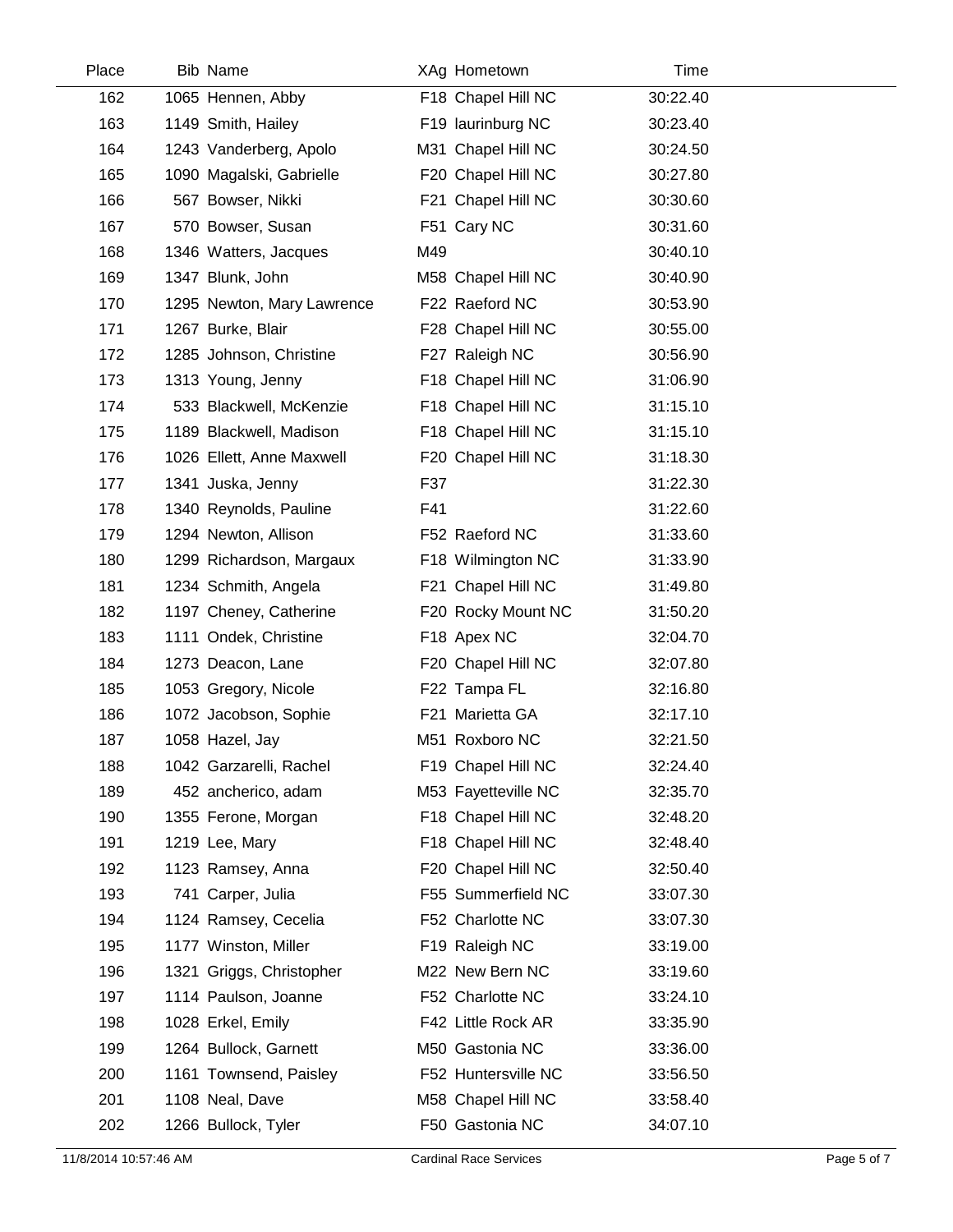| Place | Bib | Name | XAg | Hometown | Time |
|---|---|---|---|---|---|
| 162 | 1065 | Hennen, Abby | F18 | Chapel Hill NC | 30:22.40 |
| 163 | 1149 | Smith, Hailey | F19 | laurinburg NC | 30:23.40 |
| 164 | 1243 | Vanderberg, Apolo | M31 | Chapel Hill NC | 30:24.50 |
| 165 | 1090 | Magalski, Gabrielle | F20 | Chapel Hill NC | 30:27.80 |
| 166 | 567 | Bowser, Nikki | F21 | Chapel Hill NC | 30:30.60 |
| 167 | 570 | Bowser, Susan | F51 | Cary NC | 30:31.60 |
| 168 | 1346 | Watters, Jacques | M49 | | 30:40.10 |
| 169 | 1347 | Blunk, John | M58 | Chapel Hill NC | 30:40.90 |
| 170 | 1295 | Newton, Mary Lawrence | F22 | Raeford NC | 30:53.90 |
| 171 | 1267 | Burke, Blair | F28 | Chapel Hill NC | 30:55.00 |
| 172 | 1285 | Johnson, Christine | F27 | Raleigh NC | 30:56.90 |
| 173 | 1313 | Young, Jenny | F18 | Chapel Hill NC | 31:06.90 |
| 174 | 533 | Blackwell, McKenzie | F18 | Chapel Hill NC | 31:15.10 |
| 175 | 1189 | Blackwell, Madison | F18 | Chapel Hill NC | 31:15.10 |
| 176 | 1026 | Ellett, Anne Maxwell | F20 | Chapel Hill NC | 31:18.30 |
| 177 | 1341 | Juska, Jenny | F37 | | 31:22.30 |
| 178 | 1340 | Reynolds, Pauline | F41 | | 31:22.60 |
| 179 | 1294 | Newton, Allison | F52 | Raeford NC | 31:33.60 |
| 180 | 1299 | Richardson, Margaux | F18 | Wilmington NC | 31:33.90 |
| 181 | 1234 | Schmith, Angela | F21 | Chapel Hill NC | 31:49.80 |
| 182 | 1197 | Cheney, Catherine | F20 | Rocky Mount NC | 31:50.20 |
| 183 | 1111 | Ondek, Christine | F18 | Apex NC | 32:04.70 |
| 184 | 1273 | Deacon, Lane | F20 | Chapel Hill NC | 32:07.80 |
| 185 | 1053 | Gregory, Nicole | F22 | Tampa FL | 32:16.80 |
| 186 | 1072 | Jacobson, Sophie | F21 | Marietta GA | 32:17.10 |
| 187 | 1058 | Hazel, Jay | M51 | Roxboro NC | 32:21.50 |
| 188 | 1042 | Garzarelli, Rachel | F19 | Chapel Hill NC | 32:24.40 |
| 189 | 452 | ancherico, adam | M53 | Fayetteville NC | 32:35.70 |
| 190 | 1355 | Ferone, Morgan | F18 | Chapel Hill NC | 32:48.20 |
| 191 | 1219 | Lee, Mary | F18 | Chapel Hill NC | 32:48.40 |
| 192 | 1123 | Ramsey, Anna | F20 | Chapel Hill NC | 32:50.40 |
| 193 | 741 | Carper, Julia | F55 | Summerfield NC | 33:07.30 |
| 194 | 1124 | Ramsey, Cecelia | F52 | Charlotte NC | 33:07.30 |
| 195 | 1177 | Winston, Miller | F19 | Raleigh NC | 33:19.00 |
| 196 | 1321 | Griggs, Christopher | M22 | New Bern NC | 33:19.60 |
| 197 | 1114 | Paulson, Joanne | F52 | Charlotte NC | 33:24.10 |
| 198 | 1028 | Erkel, Emily | F42 | Little Rock AR | 33:35.90 |
| 199 | 1264 | Bullock, Garnett | M50 | Gastonia NC | 33:36.00 |
| 200 | 1161 | Townsend, Paisley | F52 | Huntersville NC | 33:56.50 |
| 201 | 1108 | Neal, Dave | M58 | Chapel Hill NC | 33:58.40 |
| 202 | 1266 | Bullock, Tyler | F50 | Gastonia NC | 34:07.10 |

11/8/2014 10:57:46 AM    Cardinal Race Services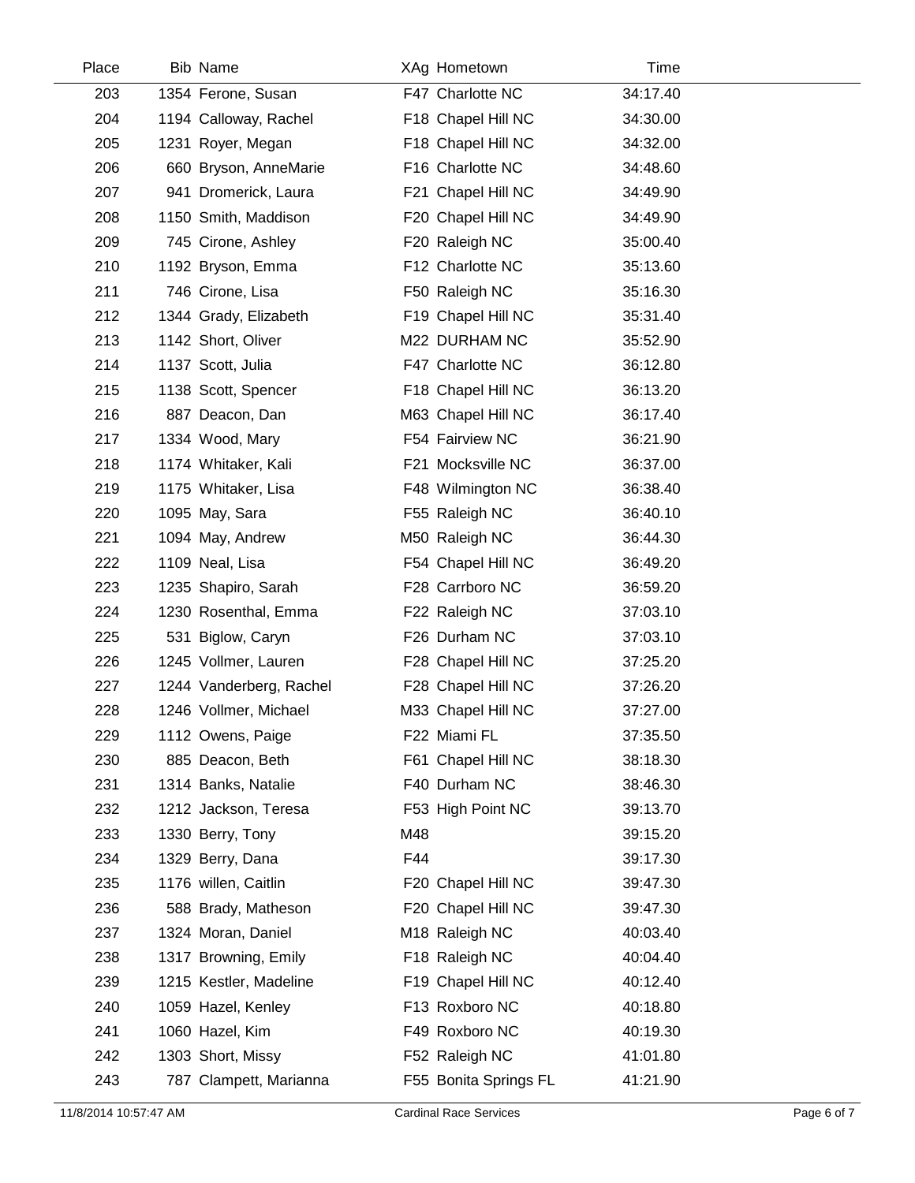| Place | Bib | Name | XAg | Hometown | Time |
|---|---|---|---|---|---|
| 203 | 1354 | Ferone, Susan | F47 | Charlotte NC | 34:17.40 |
| 204 | 1194 | Calloway, Rachel | F18 | Chapel Hill NC | 34:30.00 |
| 205 | 1231 | Royer, Megan | F18 | Chapel Hill NC | 34:32.00 |
| 206 | 660 | Bryson, AnneMarie | F16 | Charlotte NC | 34:48.60 |
| 207 | 941 | Dromerick, Laura | F21 | Chapel Hill NC | 34:49.90 |
| 208 | 1150 | Smith, Maddison | F20 | Chapel Hill NC | 34:49.90 |
| 209 | 745 | Cirone, Ashley | F20 | Raleigh NC | 35:00.40 |
| 210 | 1192 | Bryson, Emma | F12 | Charlotte NC | 35:13.60 |
| 211 | 746 | Cirone, Lisa | F50 | Raleigh NC | 35:16.30 |
| 212 | 1344 | Grady, Elizabeth | F19 | Chapel Hill NC | 35:31.40 |
| 213 | 1142 | Short, Oliver | M22 | DURHAM NC | 35:52.90 |
| 214 | 1137 | Scott, Julia | F47 | Charlotte NC | 36:12.80 |
| 215 | 1138 | Scott, Spencer | F18 | Chapel Hill NC | 36:13.20 |
| 216 | 887 | Deacon, Dan | M63 | Chapel Hill NC | 36:17.40 |
| 217 | 1334 | Wood, Mary | F54 | Fairview NC | 36:21.90 |
| 218 | 1174 | Whitaker, Kali | F21 | Mocksville NC | 36:37.00 |
| 219 | 1175 | Whitaker, Lisa | F48 | Wilmington NC | 36:38.40 |
| 220 | 1095 | May, Sara | F55 | Raleigh NC | 36:40.10 |
| 221 | 1094 | May, Andrew | M50 | Raleigh NC | 36:44.30 |
| 222 | 1109 | Neal, Lisa | F54 | Chapel Hill NC | 36:49.20 |
| 223 | 1235 | Shapiro, Sarah | F28 | Carrboro NC | 36:59.20 |
| 224 | 1230 | Rosenthal, Emma | F22 | Raleigh NC | 37:03.10 |
| 225 | 531 | Biglow, Caryn | F26 | Durham NC | 37:03.10 |
| 226 | 1245 | Vollmer, Lauren | F28 | Chapel Hill NC | 37:25.20 |
| 227 | 1244 | Vanderberg, Rachel | F28 | Chapel Hill NC | 37:26.20 |
| 228 | 1246 | Vollmer, Michael | M33 | Chapel Hill NC | 37:27.00 |
| 229 | 1112 | Owens, Paige | F22 | Miami FL | 37:35.50 |
| 230 | 885 | Deacon, Beth | F61 | Chapel Hill NC | 38:18.30 |
| 231 | 1314 | Banks, Natalie | F40 | Durham NC | 38:46.30 |
| 232 | 1212 | Jackson, Teresa | F53 | High Point NC | 39:13.70 |
| 233 | 1330 | Berry, Tony | M48 | | 39:15.20 |
| 234 | 1329 | Berry, Dana | F44 | | 39:17.30 |
| 235 | 1176 | willen, Caitlin | F20 | Chapel Hill NC | 39:47.30 |
| 236 | 588 | Brady, Matheson | F20 | Chapel Hill NC | 39:47.30 |
| 237 | 1324 | Moran, Daniel | M18 | Raleigh NC | 40:03.40 |
| 238 | 1317 | Browning, Emily | F18 | Raleigh NC | 40:04.40 |
| 239 | 1215 | Kestler, Madeline | F19 | Chapel Hill NC | 40:12.40 |
| 240 | 1059 | Hazel, Kenley | F13 | Roxboro NC | 40:18.80 |
| 241 | 1060 | Hazel, Kim | F49 | Roxboro NC | 40:19.30 |
| 242 | 1303 | Short, Missy | F52 | Raleigh NC | 41:01.80 |
| 243 | 787 | Clampett, Marianna | F55 | Bonita Springs FL | 41:21.90 |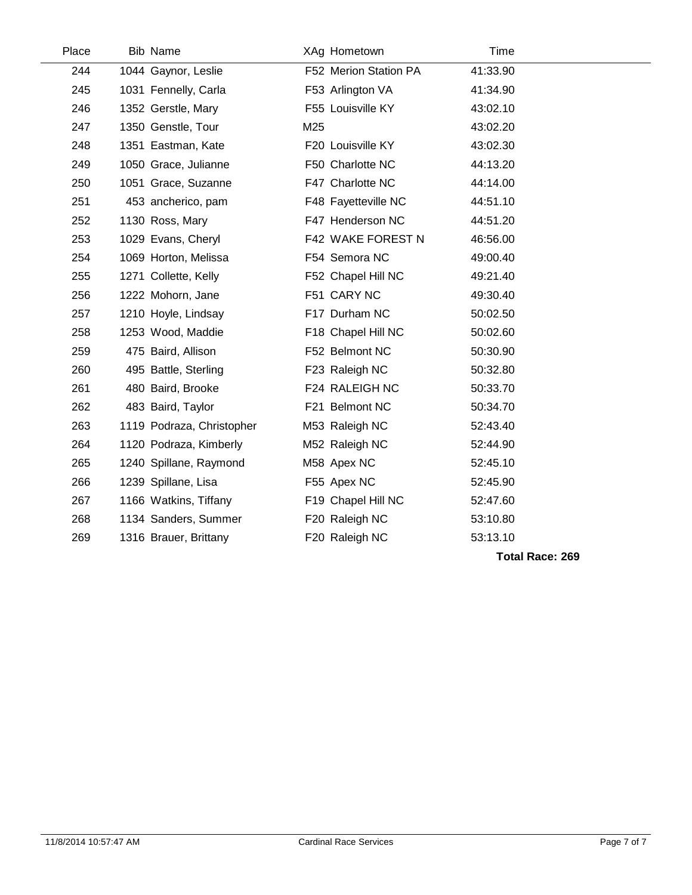| Place | Bib | Name | XAg | Hometown | Time |
| --- | --- | --- | --- | --- | --- |
| 244 | 1044 | Gaynor, Leslie | F52 | Merion Station PA | 41:33.90 |
| 245 | 1031 | Fennelly, Carla | F53 | Arlington VA | 41:34.90 |
| 246 | 1352 | Gerstle, Mary | F55 | Louisville KY | 43:02.10 |
| 247 | 1350 | Genstle, Tour | M25 | | 43:02.20 |
| 248 | 1351 | Eastman, Kate | F20 | Louisville KY | 43:02.30 |
| 249 | 1050 | Grace, Julianne | F50 | Charlotte NC | 44:13.20 |
| 250 | 1051 | Grace, Suzanne | F47 | Charlotte NC | 44:14.00 |
| 251 | 453 | ancherico, pam | F48 | Fayetteville NC | 44:51.10 |
| 252 | 1130 | Ross, Mary | F47 | Henderson NC | 44:51.20 |
| 253 | 1029 | Evans, Cheryl | F42 | WAKE FOREST N | 46:56.00 |
| 254 | 1069 | Horton, Melissa | F54 | Semora NC | 49:00.40 |
| 255 | 1271 | Collette, Kelly | F52 | Chapel Hill NC | 49:21.40 |
| 256 | 1222 | Mohorn, Jane | F51 | CARY NC | 49:30.40 |
| 257 | 1210 | Hoyle, Lindsay | F17 | Durham NC | 50:02.50 |
| 258 | 1253 | Wood, Maddie | F18 | Chapel Hill NC | 50:02.60 |
| 259 | 475 | Baird, Allison | F52 | Belmont NC | 50:30.90 |
| 260 | 495 | Battle, Sterling | F23 | Raleigh NC | 50:32.80 |
| 261 | 480 | Baird, Brooke | F24 | RALEIGH NC | 50:33.70 |
| 262 | 483 | Baird, Taylor | F21 | Belmont NC | 50:34.70 |
| 263 | 1119 | Podraza, Christopher | M53 | Raleigh NC | 52:43.40 |
| 264 | 1120 | Podraza, Kimberly | M52 | Raleigh NC | 52:44.90 |
| 265 | 1240 | Spillane, Raymond | M58 | Apex NC | 52:45.10 |
| 266 | 1239 | Spillane, Lisa | F55 | Apex NC | 52:45.90 |
| 267 | 1166 | Watkins, Tiffany | F19 | Chapel Hill NC | 52:47.60 |
| 268 | 1134 | Sanders, Summer | F20 | Raleigh NC | 53:10.80 |
| 269 | 1316 | Brauer, Brittany | F20 | Raleigh NC | 53:13.10 |

**Total Race: 269**

11/8/2014 10:57:47 AM Cardinal Race Services